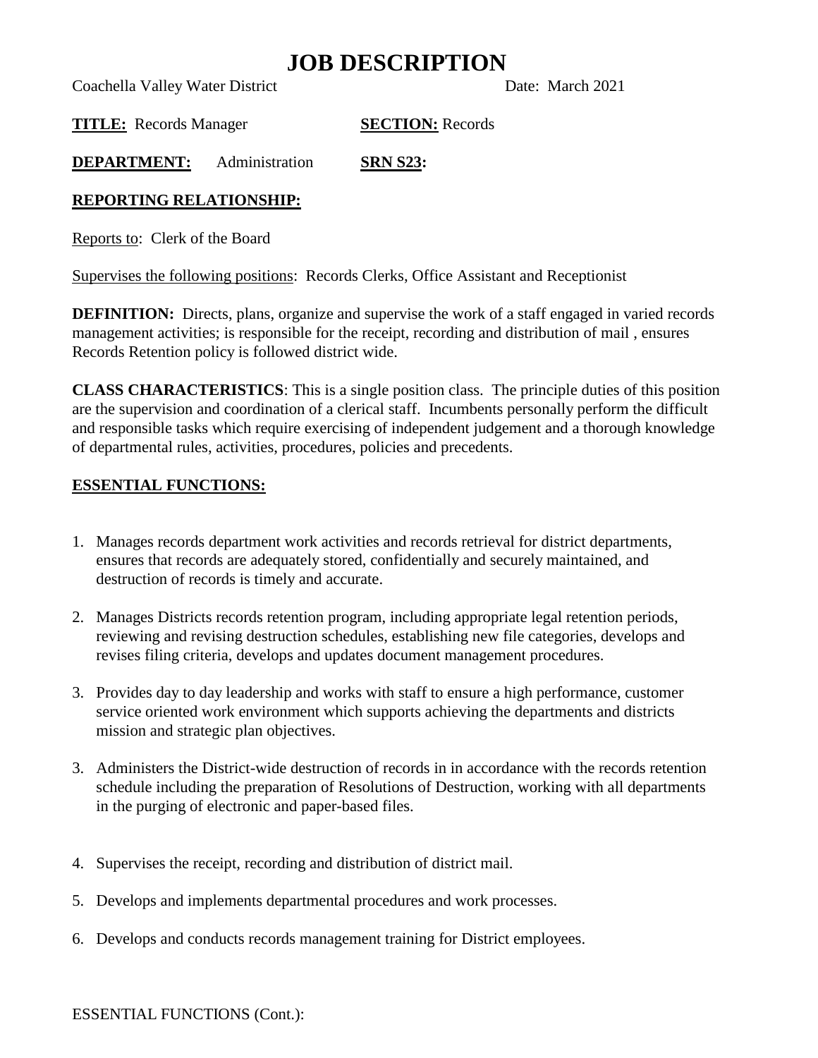# JOB DESCRIPTION

Coachella Valley Water District                                        Date: March 2021

**TITLE:** Records Manager                    **SECTION:** Records

**DEPARTMENT:** Administration                **SRN S23:**

**REPORTING RELATIONSHIP:**

Reports to: Clerk of the Board

Supervises the following positions: Records Clerks, Office Assistant and Receptionist

**DEFINITION:** Directs, plans, organize and supervise the work of a staff engaged in varied records management activities; is responsible for the receipt, recording and distribution of mail , ensures Records Retention policy is followed district wide.

**CLASS CHARACTERISTICS**: This is a single position class. The principle duties of this position are the supervision and coordination of a clerical staff. Incumbents personally perform the difficult and responsible tasks which require exercising of independent judgement and a thorough knowledge of departmental rules, activities, procedures, policies and precedents.

**ESSENTIAL FUNCTIONS:**

1. Manages records department work activities and records retrieval for district departments, ensures that records are adequately stored, confidentially and securely maintained, and destruction of records is timely and accurate.

2. Manages Districts records retention program, including appropriate legal retention periods, reviewing and revising destruction schedules, establishing new file categories, develops and revises filing criteria, develops and updates document management procedures.

3. Provides day to day leadership and works with staff to ensure a high performance, customer service oriented work environment which supports achieving the departments and districts mission and strategic plan objectives.

3. Administers the District-wide destruction of records in in accordance with the records retention schedule including the preparation of Resolutions of Destruction, working with all departments in the purging of electronic and paper-based files.

4. Supervises the receipt, recording and distribution of district mail.

5. Develops and implements departmental procedures and work processes.

6. Develops and conducts records management training for District employees.

ESSENTIAL FUNCTIONS (Cont.):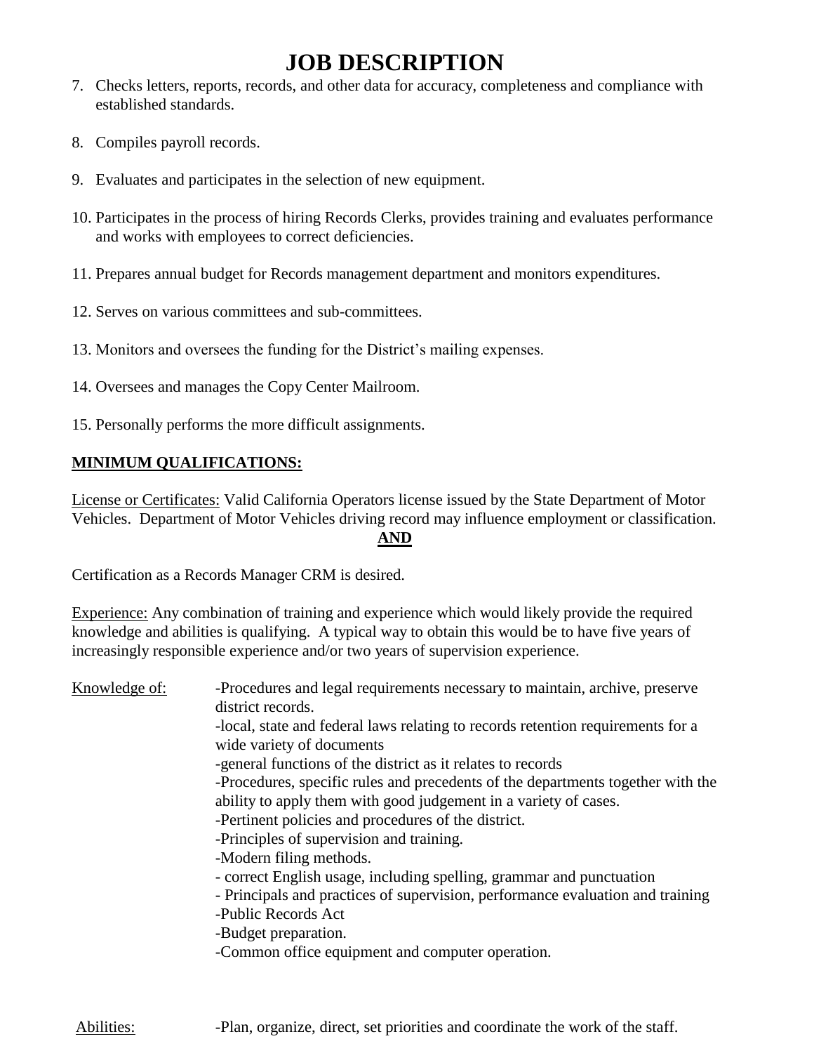# JOB DESCRIPTION

7. Checks letters, reports, records, and other data for accuracy, completeness and compliance with established standards.

8. Compiles payroll records.

9. Evaluates and participates in the selection of new equipment.

10. Participates in the process of hiring Records Clerks, provides training and evaluates performance and works with employees to correct deficiencies.

11. Prepares annual budget for Records management department and monitors expenditures.

12. Serves on various committees and sub-committees.

13. Monitors and oversees the funding for the District's mailing expenses.

14. Oversees and manages the Copy Center Mailroom.

15. Personally performs the more difficult assignments.

**MINIMUM QUALIFICATIONS:**

License or Certificates: Valid California Operators license issued by the State Department of Motor Vehicles. Department of Motor Vehicles driving record may influence employment or classification.

**AND**

Certification as a Records Manager CRM is desired.

Experience: Any combination of training and experience which would likely provide the required knowledge and abilities is qualifying. A typical way to obtain this would be to have five years of increasingly responsible experience and/or two years of supervision experience.

Knowledge of:

-Procedures and legal requirements necessary to maintain, archive, preserve district records.
-local, state and federal laws relating to records retention requirements for a wide variety of documents
-general functions of the district as it relates to records
-Procedures, specific rules and precedents of the departments together with the ability to apply them with good judgement in a variety of cases.
-Pertinent policies and procedures of the district.
-Principles of supervision and training.
-Modern filing methods.
- correct English usage, including spelling, grammar and punctuation
- Principals and practices of supervision, performance evaluation and training
-Public Records Act
-Budget preparation.
-Common office equipment and computer operation.

Abilities:

-Plan, organize, direct, set priorities and coordinate the work of the staff.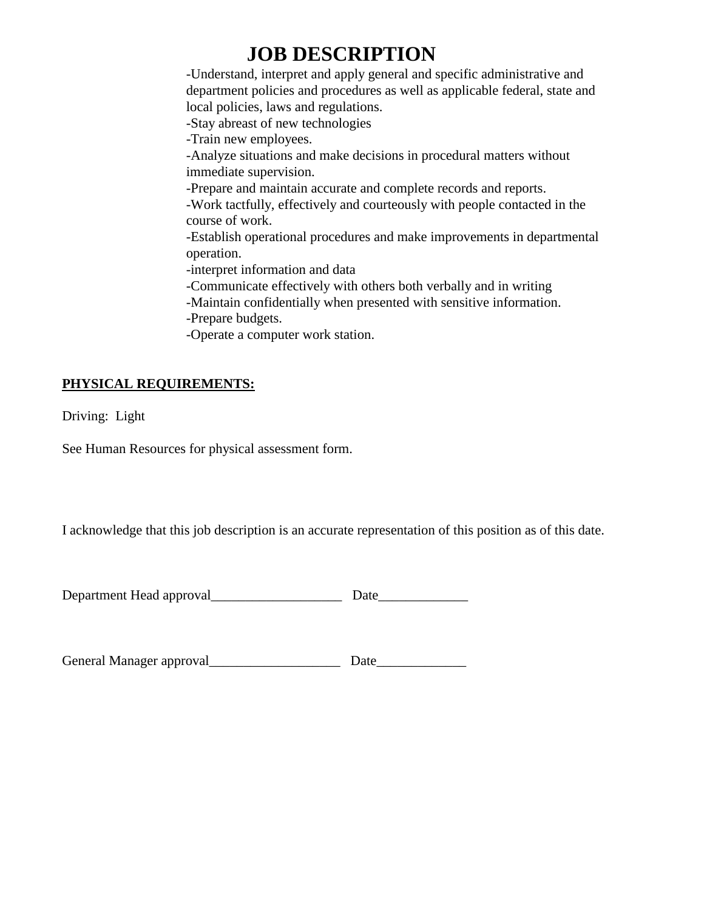# JOB DESCRIPTION

-Understand, interpret and apply general and specific administrative and department policies and procedures as well as applicable federal, state and local policies, laws and regulations.
-Stay abreast of new technologies
-Train new employees.
-Analyze situations and make decisions in procedural matters without immediate supervision.
-Prepare and maintain accurate and complete records and reports.
-Work tactfully, effectively and courteously with people contacted in the course of work.
-Establish operational procedures and make improvements in departmental operation.
-interpret information and data
-Communicate effectively with others both verbally and in writing
-Maintain confidentially when presented with sensitive information.
-Prepare budgets.
-Operate a computer work station.

**PHYSICAL REQUIREMENTS:**

Driving: Light

See Human Resources for physical assessment form.

I acknowledge that this job description is an accurate representation of this position as of this date.

Department Head approval___________________ Date_____________

General Manager approval___________________ Date_____________